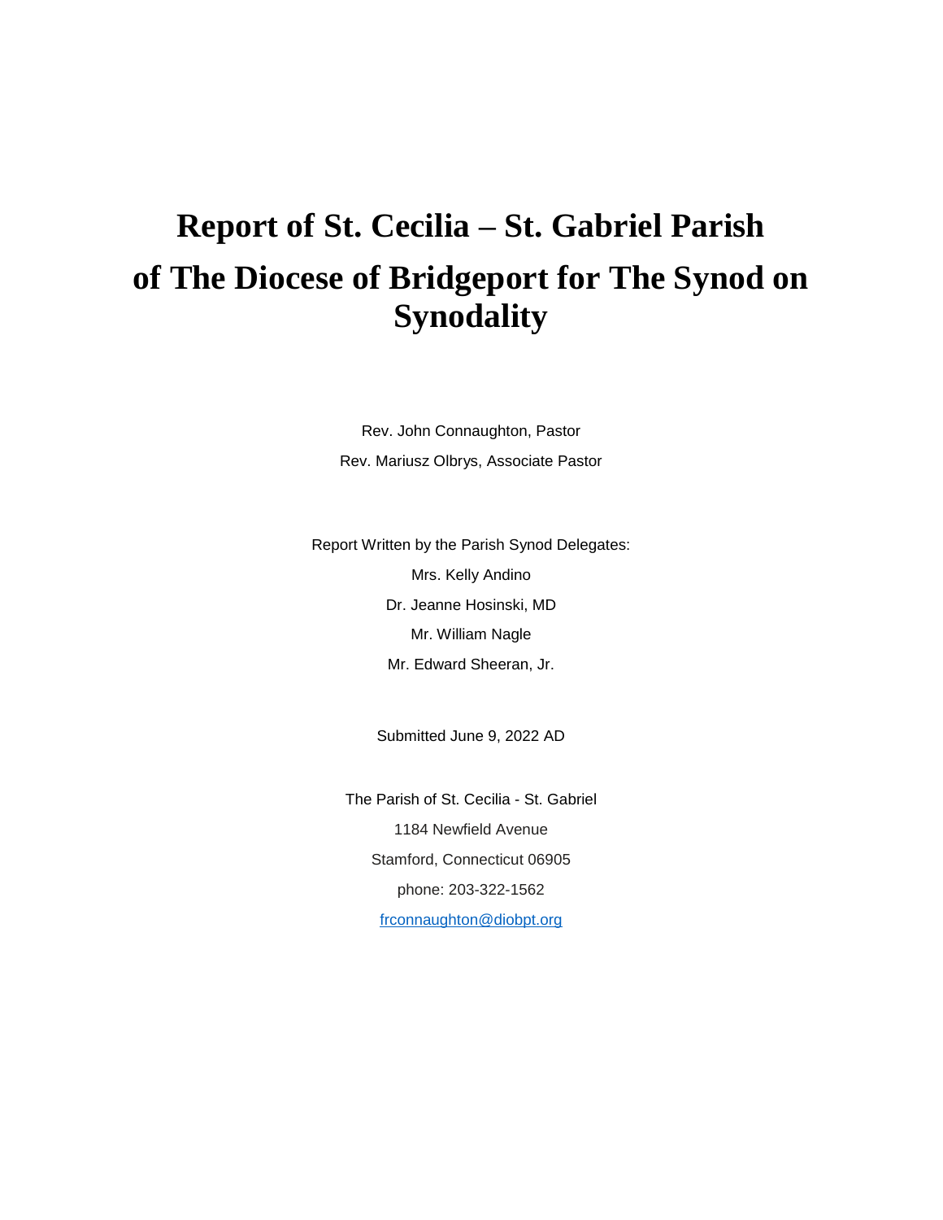# Report of St. Cecilia – St. Gabriel Parish of The Diocese of Bridgeport for The Synod on Synodality

Rev. John Connaughton, Pastor

Rev. Mariusz Olbrys, Associate Pastor

Report Written by the Parish Synod Delegates:

Mrs. Kelly Andino

Dr. Jeanne Hosinski, MD

Mr. William Nagle

Mr. Edward Sheeran, Jr.

Submitted June 9, 2022 AD

The Parish of St. Cecilia - St. Gabriel

1184 Newfield Avenue

Stamford, Connecticut 06905

phone: 203-322-1562

frconnaughton@diobpt.org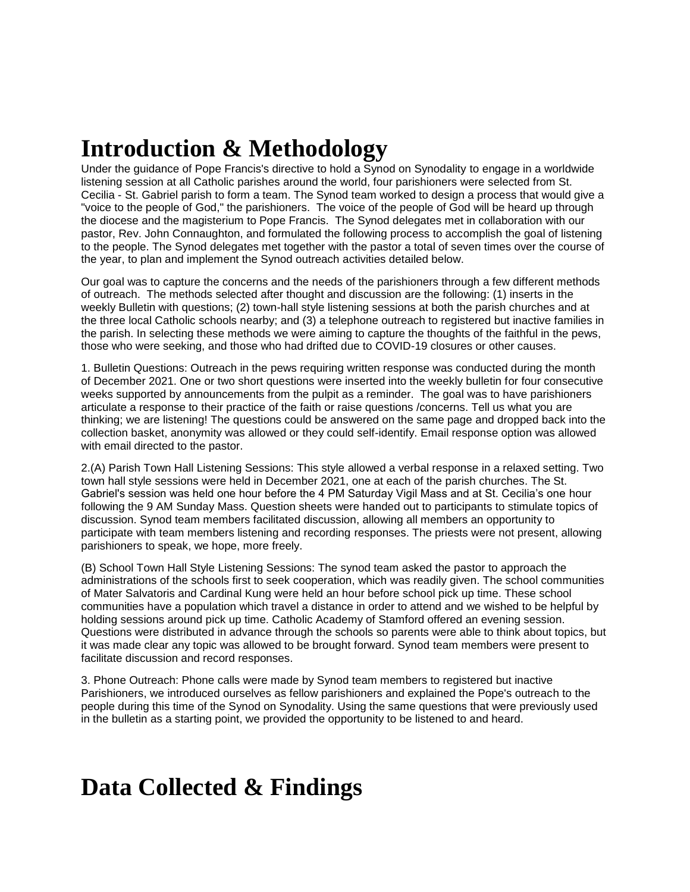# Introduction & Methodology

Under the guidance of Pope Francis's directive to hold a Synod on Synodality to engage in a worldwide listening session at all Catholic parishes around the world, four parishioners were selected from St. Cecilia - St. Gabriel parish to form a team. The Synod team worked to design a process that would give a "voice to the people of God," the parishioners. The voice of the people of God will be heard up through the diocese and the magisterium to Pope Francis. The Synod delegates met in collaboration with our pastor, Rev. John Connaughton, and formulated the following process to accomplish the goal of listening to the people. The Synod delegates met together with the pastor a total of seven times over the course of the year, to plan and implement the Synod outreach activities detailed below.

Our goal was to capture the concerns and the needs of the parishioners through a few different methods of outreach. The methods selected after thought and discussion are the following: (1) inserts in the weekly Bulletin with questions; (2) town-hall style listening sessions at both the parish churches and at the three local Catholic schools nearby; and (3) a telephone outreach to registered but inactive families in the parish. In selecting these methods we were aiming to capture the thoughts of the faithful in the pews, those who were seeking, and those who had drifted due to COVID-19 closures or other causes.

1. Bulletin Questions: Outreach in the pews requiring written response was conducted during the month of December 2021. One or two short questions were inserted into the weekly bulletin for four consecutive weeks supported by announcements from the pulpit as a reminder. The goal was to have parishioners articulate a response to their practice of the faith or raise questions /concerns. Tell us what you are thinking; we are listening! The questions could be answered on the same page and dropped back into the collection basket, anonymity was allowed or they could self-identify. Email response option was allowed with email directed to the pastor.

2.(A) Parish Town Hall Listening Sessions: This style allowed a verbal response in a relaxed setting. Two town hall style sessions were held in December 2021, one at each of the parish churches. The St. Gabriel's session was held one hour before the 4 PM Saturday Vigil Mass and at St. Cecilia's one hour following the 9 AM Sunday Mass. Question sheets were handed out to participants to stimulate topics of discussion. Synod team members facilitated discussion, allowing all members an opportunity to participate with team members listening and recording responses. The priests were not present, allowing parishioners to speak, we hope, more freely.

(B) School Town Hall Style Listening Sessions: The synod team asked the pastor to approach the administrations of the schools first to seek cooperation, which was readily given. The school communities of Mater Salvatoris and Cardinal Kung were held an hour before school pick up time. These school communities have a population which travel a distance in order to attend and we wished to be helpful by holding sessions around pick up time. Catholic Academy of Stamford offered an evening session. Questions were distributed in advance through the schools so parents were able to think about topics, but it was made clear any topic was allowed to be brought forward. Synod team members were present to facilitate discussion and record responses.

3. Phone Outreach: Phone calls were made by Synod team members to registered but inactive Parishioners, we introduced ourselves as fellow parishioners and explained the Pope's outreach to the people during this time of the Synod on Synodality. Using the same questions that were previously used in the bulletin as a starting point, we provided the opportunity to be listened to and heard.

# Data Collected & Findings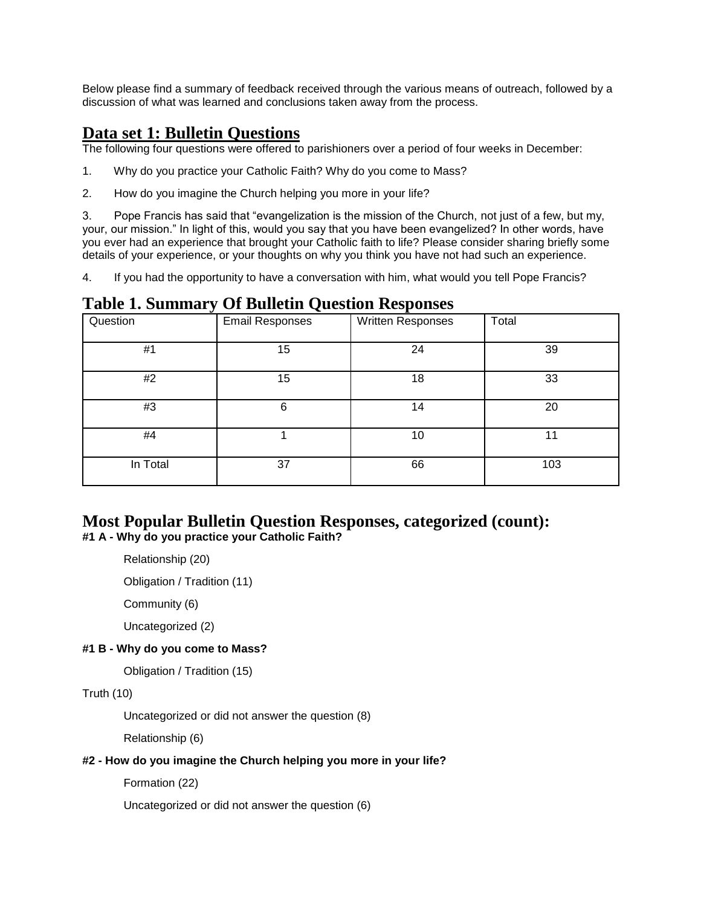Below please find a summary of feedback received through the various means of outreach, followed by a discussion of what was learned and conclusions taken away from the process.

## Data set 1: Bulletin Questions

The following four questions were offered to parishioners over a period of four weeks in December:

1. Why do you practice your Catholic Faith? Why do you come to Mass?

2. How do you imagine the Church helping you more in your life?

3. Pope Francis has said that "evangelization is the mission of the Church, not just of a few, but my, your, our mission." In light of this, would you say that you have been evangelized? In other words, have you ever had an experience that brought your Catholic faith to life? Please consider sharing briefly some details of your experience, or your thoughts on why you think you have not had such an experience.

4. If you had the opportunity to have a conversation with him, what would you tell Pope Francis?

## Table 1. Summary Of Bulletin Question Responses

| Question | Email Responses | Written Responses | Total |
|---|---|---|---|
| #1 | 15 | 24 | 39 |
| #2 | 15 | 18 | 33 |
| #3 | 6 | 14 | 20 |
| #4 | 1 | 10 | 11 |
| In Total | 37 | 66 | 103 |

## Most Popular Bulletin Question Responses, categorized (count):

**#1 A - Why do you practice your Catholic Faith?**

Relationship (20)

Obligation / Tradition (11)

Community (6)

Uncategorized (2)

**#1 B - Why do you come to Mass?**

Obligation / Tradition (15)

Truth (10)

Uncategorized or did not answer the question (8)

Relationship (6)

**#2 - How do you imagine the Church helping you more in your life?**

Formation (22)

Uncategorized or did not answer the question (6)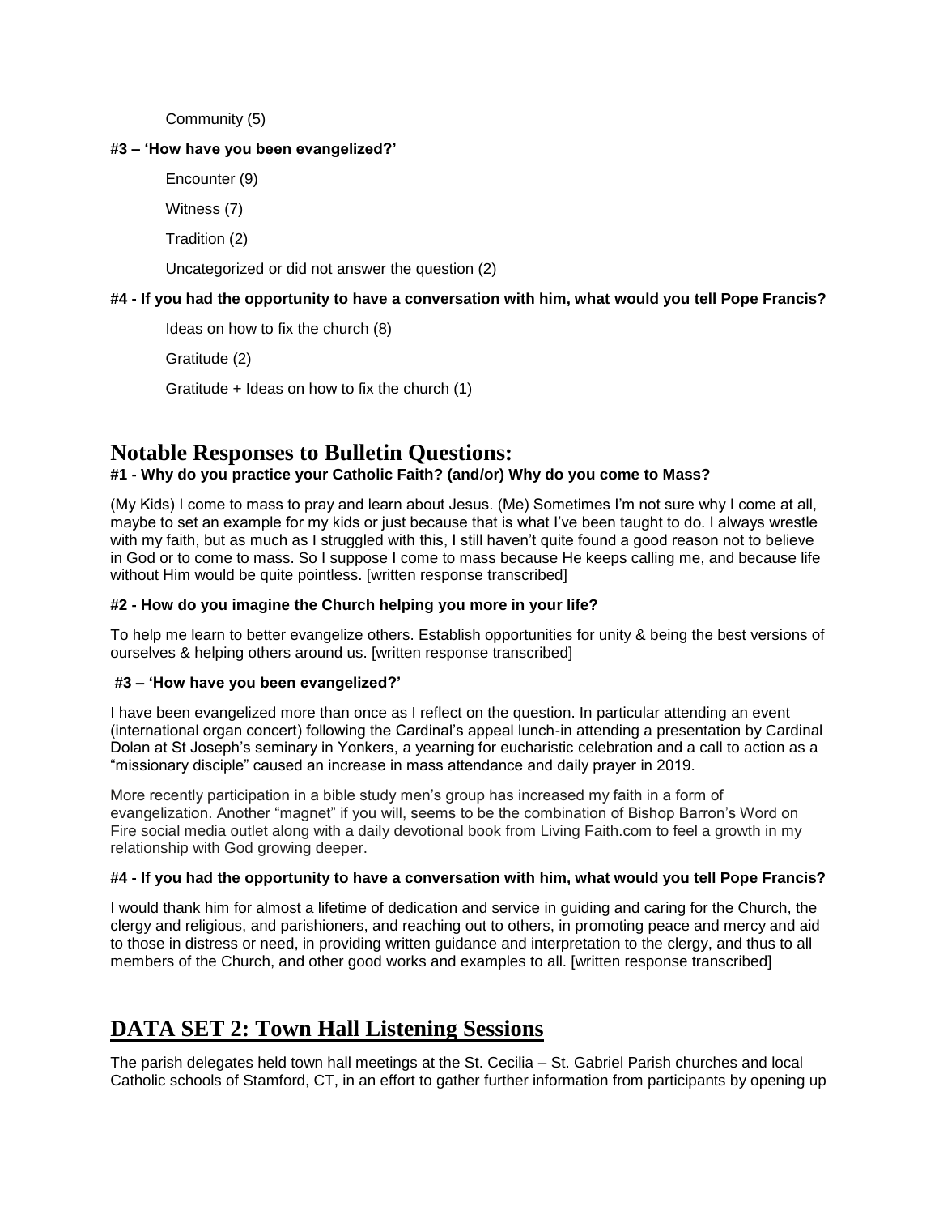Community (5)

**#3 – 'How have you been evangelized?'**

Encounter (9)

Witness (7)

Tradition (2)

Uncategorized or did not answer the question (2)

**#4 - If you had the opportunity to have a conversation with him, what would you tell Pope Francis?**

Ideas on how to fix the church (8)

Gratitude (2)

Gratitude + Ideas on how to fix the church (1)

## Notable Responses to Bulletin Questions:

**#1 - Why do you practice your Catholic Faith? (and/or) Why do you come to Mass?**

(My Kids) I come to mass to pray and learn about Jesus. (Me) Sometimes I'm not sure why I come at all, maybe to set an example for my kids or just because that is what I've been taught to do. I always wrestle with my faith, but as much as I struggled with this, I still haven't quite found a good reason not to believe in God or to come to mass. So I suppose I come to mass because He keeps calling me, and because life without Him would be quite pointless. [written response transcribed]

**#2 - How do you imagine the Church helping you more in your life?**

To help me learn to better evangelize others. Establish opportunities for unity & being the best versions of ourselves & helping others around us. [written response transcribed]

**#3 – 'How have you been evangelized?'**

I have been evangelized more than once as I reflect on the question. In particular attending an event (international organ concert) following the Cardinal's appeal lunch-in attending a presentation by Cardinal Dolan at St Joseph's seminary in Yonkers, a yearning for eucharistic celebration and a call to action as a "missionary disciple" caused an increase in mass attendance and daily prayer in 2019.

More recently participation in a bible study men's group has increased my faith in a form of evangelization. Another "magnet" if you will, seems to be the combination of Bishop Barron's Word on Fire social media outlet along with a daily devotional book from Living Faith.com to feel a growth in my relationship with God growing deeper.

**#4 - If you had the opportunity to have a conversation with him, what would you tell Pope Francis?**

I would thank him for almost a lifetime of dedication and service in guiding and caring for the Church, the clergy and religious, and parishioners, and reaching out to others, in promoting peace and mercy and aid to those in distress or need, in providing written guidance and interpretation to the clergy, and thus to all members of the Church, and other good works and examples to all. [written response transcribed]

## DATA SET 2: Town Hall Listening Sessions

The parish delegates held town hall meetings at the St. Cecilia – St. Gabriel Parish churches and local Catholic schools of Stamford, CT, in an effort to gather further information from participants by opening up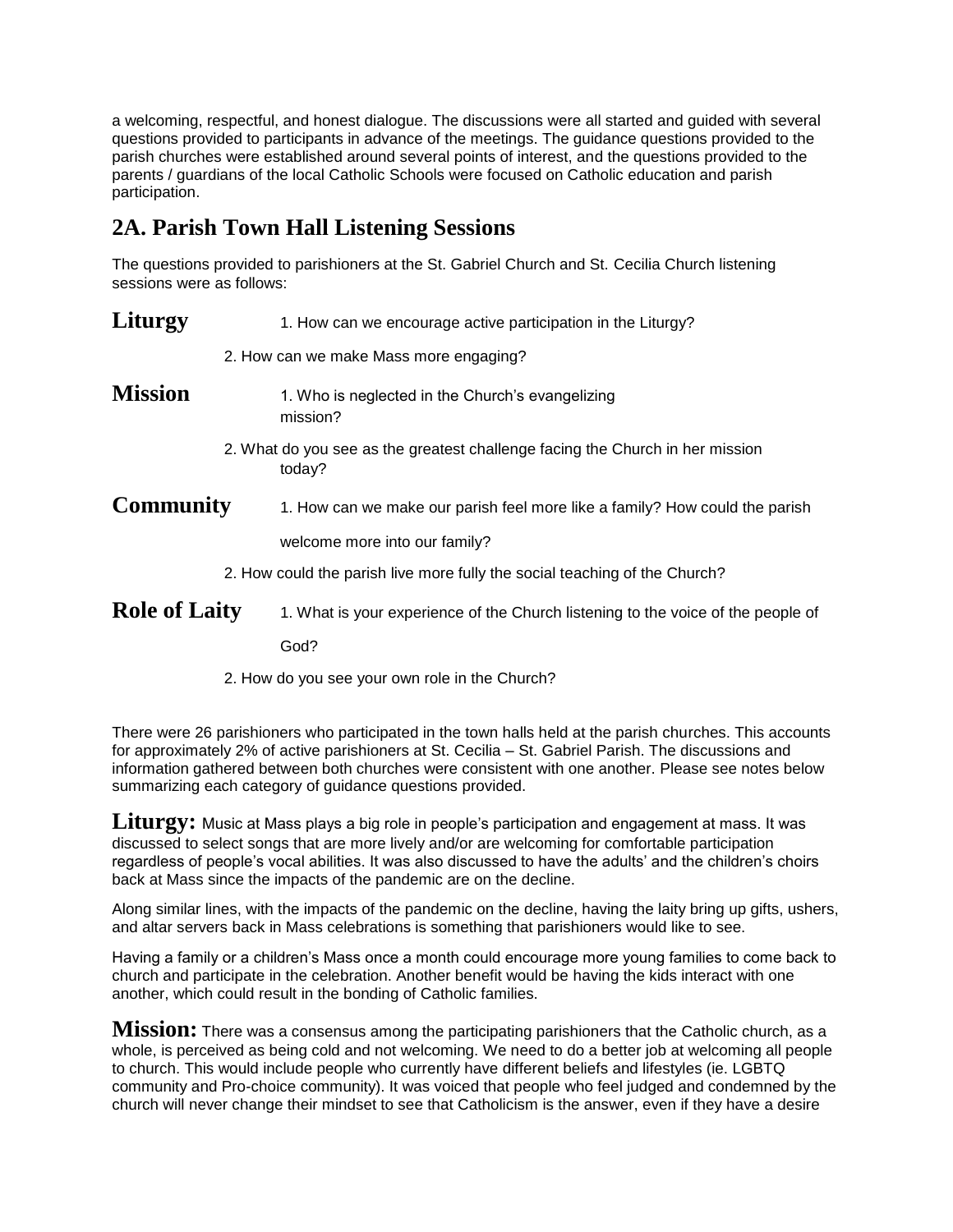a welcoming, respectful, and honest dialogue. The discussions were all started and guided with several questions provided to participants in advance of the meetings. The guidance questions provided to the parish churches were established around several points of interest, and the questions provided to the parents / guardians of the local Catholic Schools were focused on Catholic education and parish participation.

## 2A. Parish Town Hall Listening Sessions

The questions provided to parishioners at the St. Gabriel Church and St. Cecilia Church listening sessions were as follows:

**Liturgy**

1. How can we encourage active participation in the Liturgy?
2. How can we make Mass more engaging?

**Mission**

1. Who is neglected in the Church's evangelizing mission?
2. What do you see as the greatest challenge facing the Church in her mission today?

**Community**

1. How can we make our parish feel more like a family? How could the parish welcome more into our family?
2. How could the parish live more fully the social teaching of the Church?

**Role of Laity**

1. What is your experience of the Church listening to the voice of the people of God?
2. How do you see your own role in the Church?

There were 26 parishioners who participated in the town halls held at the parish churches. This accounts for approximately 2% of active parishioners at St. Cecilia – St. Gabriel Parish. The discussions and information gathered between both churches were consistent with one another. Please see notes below summarizing each category of guidance questions provided.

**Liturgy:** Music at Mass plays a big role in people's participation and engagement at mass. It was discussed to select songs that are more lively and/or are welcoming for comfortable participation regardless of people's vocal abilities. It was also discussed to have the adults' and the children's choirs back at Mass since the impacts of the pandemic are on the decline.

Along similar lines, with the impacts of the pandemic on the decline, having the laity bring up gifts, ushers, and altar servers back in Mass celebrations is something that parishioners would like to see.

Having a family or a children's Mass once a month could encourage more young families to come back to church and participate in the celebration. Another benefit would be having the kids interact with one another, which could result in the bonding of Catholic families.

**Mission:** There was a consensus among the participating parishioners that the Catholic church, as a whole, is perceived as being cold and not welcoming. We need to do a better job at welcoming all people to church. This would include people who currently have different beliefs and lifestyles (ie. LGBTQ community and Pro-choice community). It was voiced that people who feel judged and condemned by the church will never change their mindset to see that Catholicism is the answer, even if they have a desire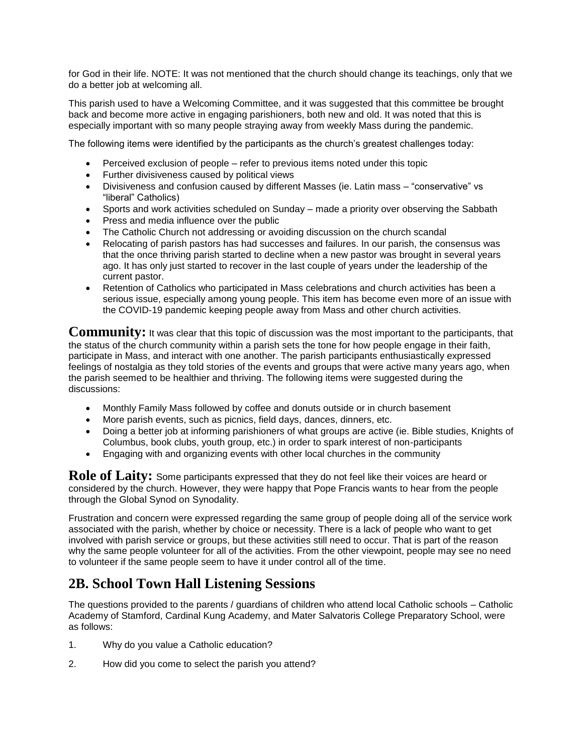for God in their life. NOTE: It was not mentioned that the church should change its teachings, only that we do a better job at welcoming all.

This parish used to have a Welcoming Committee, and it was suggested that this committee be brought back and become more active in engaging parishioners, both new and old. It was noted that this is especially important with so many people straying away from weekly Mass during the pandemic.

The following items were identified by the participants as the church's greatest challenges today:

- Perceived exclusion of people – refer to previous items noted under this topic
- Further divisiveness caused by political views
- Divisiveness and confusion caused by different Masses (ie. Latin mass – "conservative" vs "liberal" Catholics)
- Sports and work activities scheduled on Sunday – made a priority over observing the Sabbath
- Press and media influence over the public
- The Catholic Church not addressing or avoiding discussion on the church scandal
- Relocating of parish pastors has had successes and failures. In our parish, the consensus was that the once thriving parish started to decline when a new pastor was brought in several years ago. It has only just started to recover in the last couple of years under the leadership of the current pastor.
- Retention of Catholics who participated in Mass celebrations and church activities has been a serious issue, especially among young people. This item has become even more of an issue with the COVID-19 pandemic keeping people away from Mass and other church activities.

**Community:** It was clear that this topic of discussion was the most important to the participants, that the status of the church community within a parish sets the tone for how people engage in their faith, participate in Mass, and interact with one another. The parish participants enthusiastically expressed feelings of nostalgia as they told stories of the events and groups that were active many years ago, when the parish seemed to be healthier and thriving. The following items were suggested during the discussions:

- Monthly Family Mass followed by coffee and donuts outside or in church basement
- More parish events, such as picnics, field days, dances, dinners, etc.
- Doing a better job at informing parishioners of what groups are active (ie. Bible studies, Knights of Columbus, book clubs, youth group, etc.) in order to spark interest of non-participants
- Engaging with and organizing events with other local churches in the community

**Role of Laity:** Some participants expressed that they do not feel like their voices are heard or considered by the church. However, they were happy that Pope Francis wants to hear from the people through the Global Synod on Synodality.

Frustration and concern were expressed regarding the same group of people doing all of the service work associated with the parish, whether by choice or necessity. There is a lack of people who want to get involved with parish service or groups, but these activities still need to occur. That is part of the reason why the same people volunteer for all of the activities. From the other viewpoint, people may see no need to volunteer if the same people seem to have it under control all of the time.

## 2B. School Town Hall Listening Sessions

The questions provided to the parents / guardians of children who attend local Catholic schools – Catholic Academy of Stamford, Cardinal Kung Academy, and Mater Salvatoris College Preparatory School, were as follows:

1. Why do you value a Catholic education?
2. How did you come to select the parish you attend?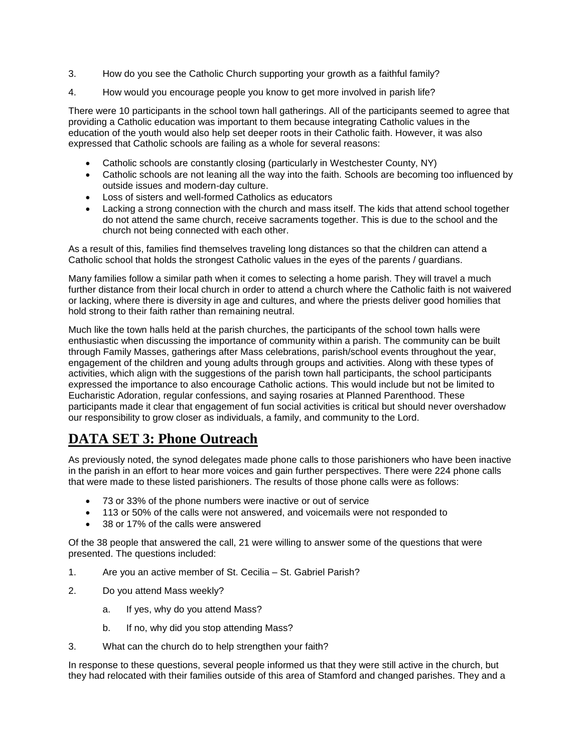3. How do you see the Catholic Church supporting your growth as a faithful family?

4. How would you encourage people you know to get more involved in parish life?

There were 10 participants in the school town hall gatherings. All of the participants seemed to agree that providing a Catholic education was important to them because integrating Catholic values in the education of the youth would also help set deeper roots in their Catholic faith. However, it was also expressed that Catholic schools are failing as a whole for several reasons:

- Catholic schools are constantly closing (particularly in Westchester County, NY)
- Catholic schools are not leaning all the way into the faith. Schools are becoming too influenced by outside issues and modern-day culture.
- Loss of sisters and well-formed Catholics as educators
- Lacking a strong connection with the church and mass itself. The kids that attend school together do not attend the same church, receive sacraments together. This is due to the school and the church not being connected with each other.

As a result of this, families find themselves traveling long distances so that the children can attend a Catholic school that holds the strongest Catholic values in the eyes of the parents / guardians.

Many families follow a similar path when it comes to selecting a home parish. They will travel a much further distance from their local church in order to attend a church where the Catholic faith is not waivered or lacking, where there is diversity in age and cultures, and where the priests deliver good homilies that hold strong to their faith rather than remaining neutral.

Much like the town halls held at the parish churches, the participants of the school town halls were enthusiastic when discussing the importance of community within a parish. The community can be built through Family Masses, gatherings after Mass celebrations, parish/school events throughout the year, engagement of the children and young adults through groups and activities. Along with these types of activities, which align with the suggestions of the parish town hall participants, the school participants expressed the importance to also encourage Catholic actions. This would include but not be limited to Eucharistic Adoration, regular confessions, and saying rosaries at Planned Parenthood. These participants made it clear that engagement of fun social activities is critical but should never overshadow our responsibility to grow closer as individuals, a family, and community to the Lord.

## DATA SET 3: Phone Outreach

As previously noted, the synod delegates made phone calls to those parishioners who have been inactive in the parish in an effort to hear more voices and gain further perspectives. There were 224 phone calls that were made to these listed parishioners. The results of those phone calls were as follows:

- 73 or 33% of the phone numbers were inactive or out of service
- 113 or 50% of the calls were not answered, and voicemails were not responded to
- 38 or 17% of the calls were answered

Of the 38 people that answered the call, 21 were willing to answer some of the questions that were presented. The questions included:

1. Are you an active member of St. Cecilia – St. Gabriel Parish?

2. Do you attend Mass weekly?

   a. If yes, why do you attend Mass?

   b. If no, why did you stop attending Mass?

3. What can the church do to help strengthen your faith?

In response to these questions, several people informed us that they were still active in the church, but they had relocated with their families outside of this area of Stamford and changed parishes. They and a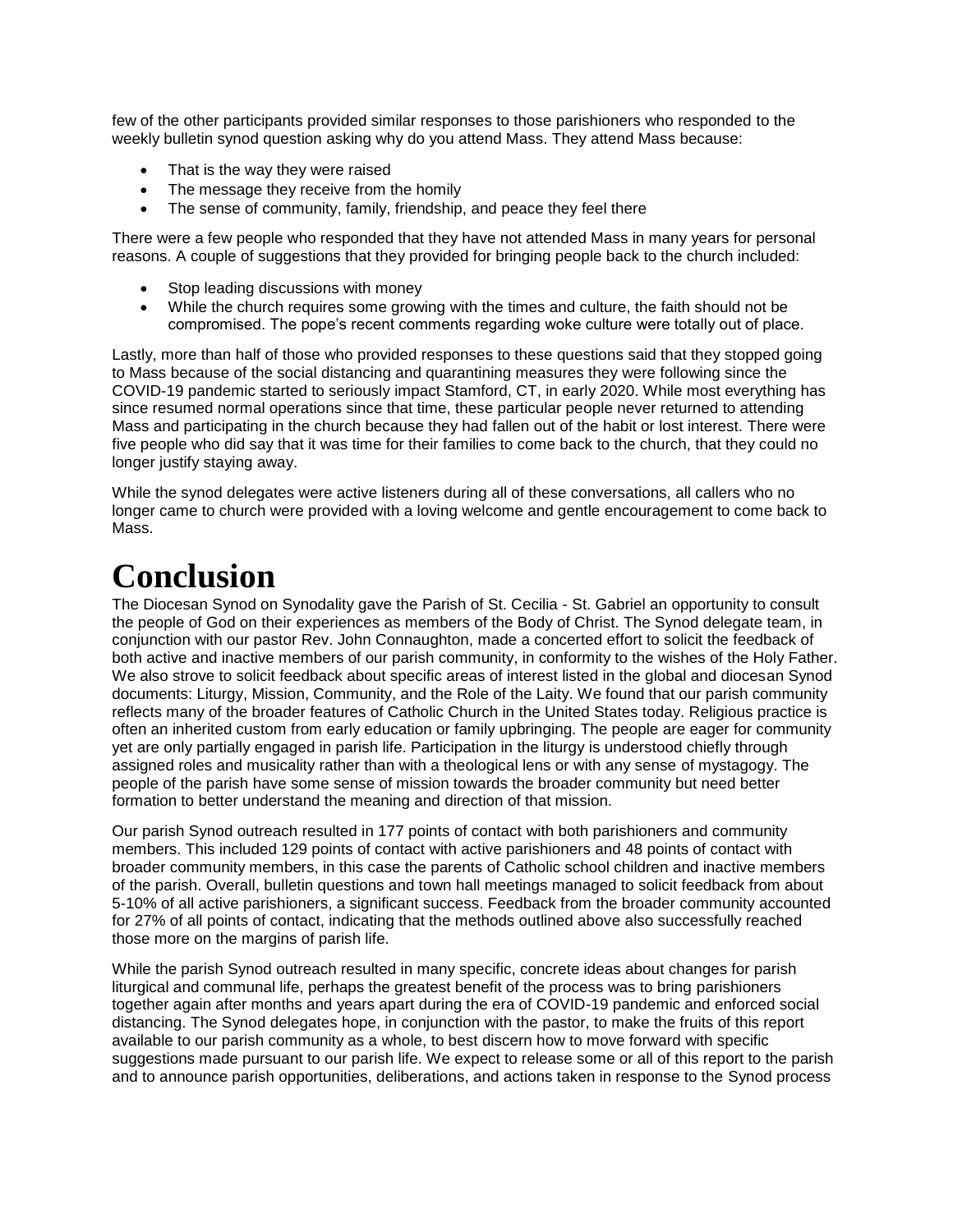few of the other participants provided similar responses to those parishioners who responded to the weekly bulletin synod question asking why do you attend Mass. They attend Mass because:

- That is the way they were raised
- The message they receive from the homily
- The sense of community, family, friendship, and peace they feel there

There were a few people who responded that they have not attended Mass in many years for personal reasons. A couple of suggestions that they provided for bringing people back to the church included:

- Stop leading discussions with money
- While the church requires some growing with the times and culture, the faith should not be compromised. The pope's recent comments regarding woke culture were totally out of place.

Lastly, more than half of those who provided responses to these questions said that they stopped going to Mass because of the social distancing and quarantining measures they were following since the COVID-19 pandemic started to seriously impact Stamford, CT, in early 2020. While most everything has since resumed normal operations since that time, these particular people never returned to attending Mass and participating in the church because they had fallen out of the habit or lost interest. There were five people who did say that it was time for their families to come back to the church, that they could no longer justify staying away.

While the synod delegates were active listeners during all of these conversations, all callers who no longer came to church were provided with a loving welcome and gentle encouragement to come back to Mass.

# Conclusion

The Diocesan Synod on Synodality gave the Parish of St. Cecilia - St. Gabriel an opportunity to consult the people of God on their experiences as members of the Body of Christ. The Synod delegate team, in conjunction with our pastor Rev. John Connaughton, made a concerted effort to solicit the feedback of both active and inactive members of our parish community, in conformity to the wishes of the Holy Father. We also strove to solicit feedback about specific areas of interest listed in the global and diocesan Synod documents: Liturgy, Mission, Community, and the Role of the Laity. We found that our parish community reflects many of the broader features of Catholic Church in the United States today. Religious practice is often an inherited custom from early education or family upbringing. The people are eager for community yet are only partially engaged in parish life. Participation in the liturgy is understood chiefly through assigned roles and musicality rather than with a theological lens or with any sense of mystagogy. The people of the parish have some sense of mission towards the broader community but need better formation to better understand the meaning and direction of that mission.

Our parish Synod outreach resulted in 177 points of contact with both parishioners and community members. This included 129 points of contact with active parishioners and 48 points of contact with broader community members, in this case the parents of Catholic school children and inactive members of the parish. Overall, bulletin questions and town hall meetings managed to solicit feedback from about 5-10% of all active parishioners, a significant success. Feedback from the broader community accounted for 27% of all points of contact, indicating that the methods outlined above also successfully reached those more on the margins of parish life.

While the parish Synod outreach resulted in many specific, concrete ideas about changes for parish liturgical and communal life, perhaps the greatest benefit of the process was to bring parishioners together again after months and years apart during the era of COVID-19 pandemic and enforced social distancing. The Synod delegates hope, in conjunction with the pastor, to make the fruits of this report available to our parish community as a whole, to best discern how to move forward with specific suggestions made pursuant to our parish life. We expect to release some or all of this report to the parish and to announce parish opportunities, deliberations, and actions taken in response to the Synod process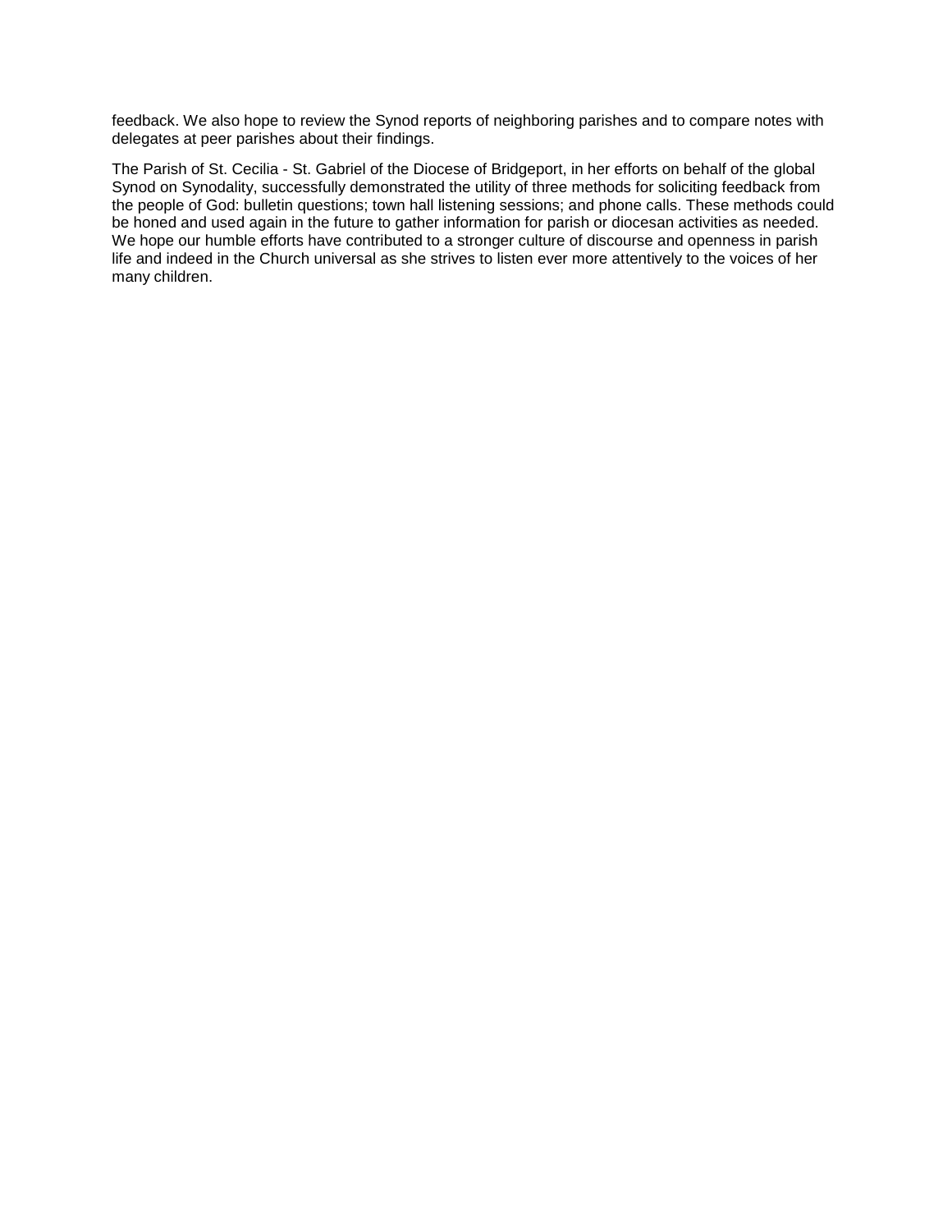feedback. We also hope to review the Synod reports of neighboring parishes and to compare notes with delegates at peer parishes about their findings.

The Parish of St. Cecilia - St. Gabriel of the Diocese of Bridgeport, in her efforts on behalf of the global Synod on Synodality, successfully demonstrated the utility of three methods for soliciting feedback from the people of God: bulletin questions; town hall listening sessions; and phone calls. These methods could be honed and used again in the future to gather information for parish or diocesan activities as needed. We hope our humble efforts have contributed to a stronger culture of discourse and openness in parish life and indeed in the Church universal as she strives to listen ever more attentively to the voices of her many children.